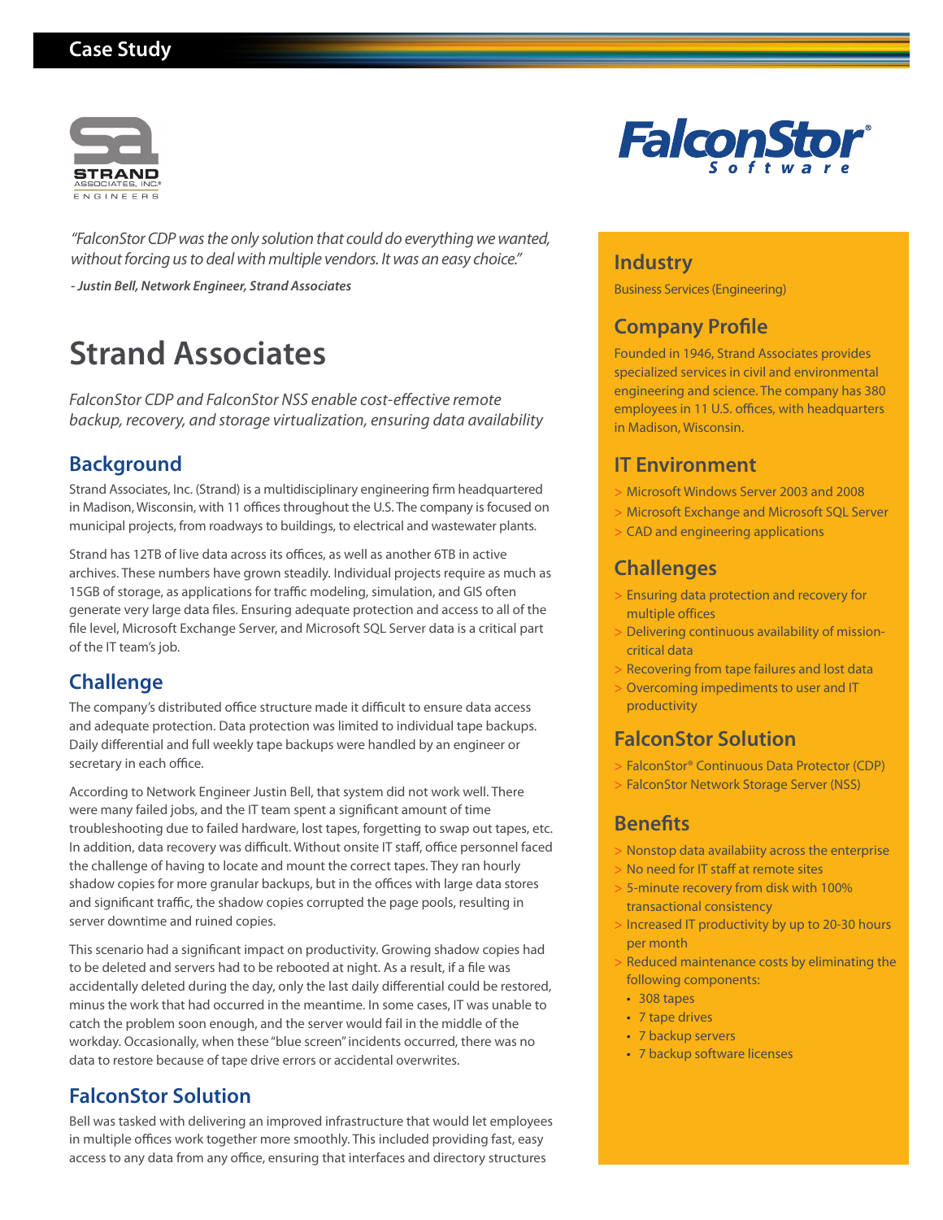Case Study

STRAND ASSOCIATES, INC.® ENGINEERS

FalconStor® Software

*"FalconStor CDP was the only solution that could do everything we wanted, without forcing us to deal with multiple vendors. It was an easy choice."*

***- Justin Bell, Network Engineer, Strand Associates***

# Strand Associates

*FalconStor CDP and FalconStor NSS enable cost-effective remote backup, recovery, and storage virtualization, ensuring data availability*

## Background

Strand Associates, Inc. (Strand) is a multidisciplinary engineering firm headquartered in Madison, Wisconsin, with 11 offices throughout the U.S. The company is focused on municipal projects, from roadways to buildings, to electrical and wastewater plants.

Strand has 12TB of live data across its offices, as well as another 6TB in active archives. These numbers have grown steadily. Individual projects require as much as 15GB of storage, as applications for traffic modeling, simulation, and GIS often generate very large data files. Ensuring adequate protection and access to all of the file level, Microsoft Exchange Server, and Microsoft SQL Server data is a critical part of the IT team's job.

## Challenge

The company's distributed office structure made it difficult to ensure data access and adequate protection. Data protection was limited to individual tape backups. Daily differential and full weekly tape backups were handled by an engineer or secretary in each office.

According to Network Engineer Justin Bell, that system did not work well. There were many failed jobs, and the IT team spent a significant amount of time troubleshooting due to failed hardware, lost tapes, forgetting to swap out tapes, etc. In addition, data recovery was difficult. Without onsite IT staff, office personnel faced the challenge of having to locate and mount the correct tapes. They ran hourly shadow copies for more granular backups, but in the offices with large data stores and significant traffic, the shadow copies corrupted the page pools, resulting in server downtime and ruined copies.

This scenario had a significant impact on productivity. Growing shadow copies had to be deleted and servers had to be rebooted at night. As a result, if a file was accidentally deleted during the day, only the last daily differential could be restored, minus the work that had occurred in the meantime. In some cases, IT was unable to catch the problem soon enough, and the server would fail in the middle of the workday. Occasionally, when these "blue screen" incidents occurred, there was no data to restore because of tape drive errors or accidental overwrites.

## FalconStor Solution

Bell was tasked with delivering an improved infrastructure that would let employees in multiple offices work together more smoothly. This included providing fast, easy access to any data from any office, ensuring that interfaces and directory structures

## Industry

Business Services (Engineering)

## Company Profile

Founded in 1946, Strand Associates provides specialized services in civil and environmental engineering and science. The company has 380 employees in 11 U.S. offices, with headquarters in Madison, Wisconsin.

## IT Environment

- Microsoft Windows Server 2003 and 2008
- Microsoft Exchange and Microsoft SQL Server
- CAD and engineering applications

## Challenges

- Ensuring data protection and recovery for multiple offices
- Delivering continuous availability of mission-critical data
- Recovering from tape failures and lost data
- Overcoming impediments to user and IT productivity

## FalconStor Solution

- FalconStor® Continuous Data Protector (CDP)
- FalconStor Network Storage Server (NSS)

## Benefits

- Nonstop data availabiity across the enterprise
- No need for IT staff at remote sites
- 5-minute recovery from disk with 100% transactional consistency
- Increased IT productivity by up to 20-30 hours per month
- Reduced maintenance costs by eliminating the following components:
  - 308 tapes
  - 7 tape drives
  - 7 backup servers
  - 7 backup software licenses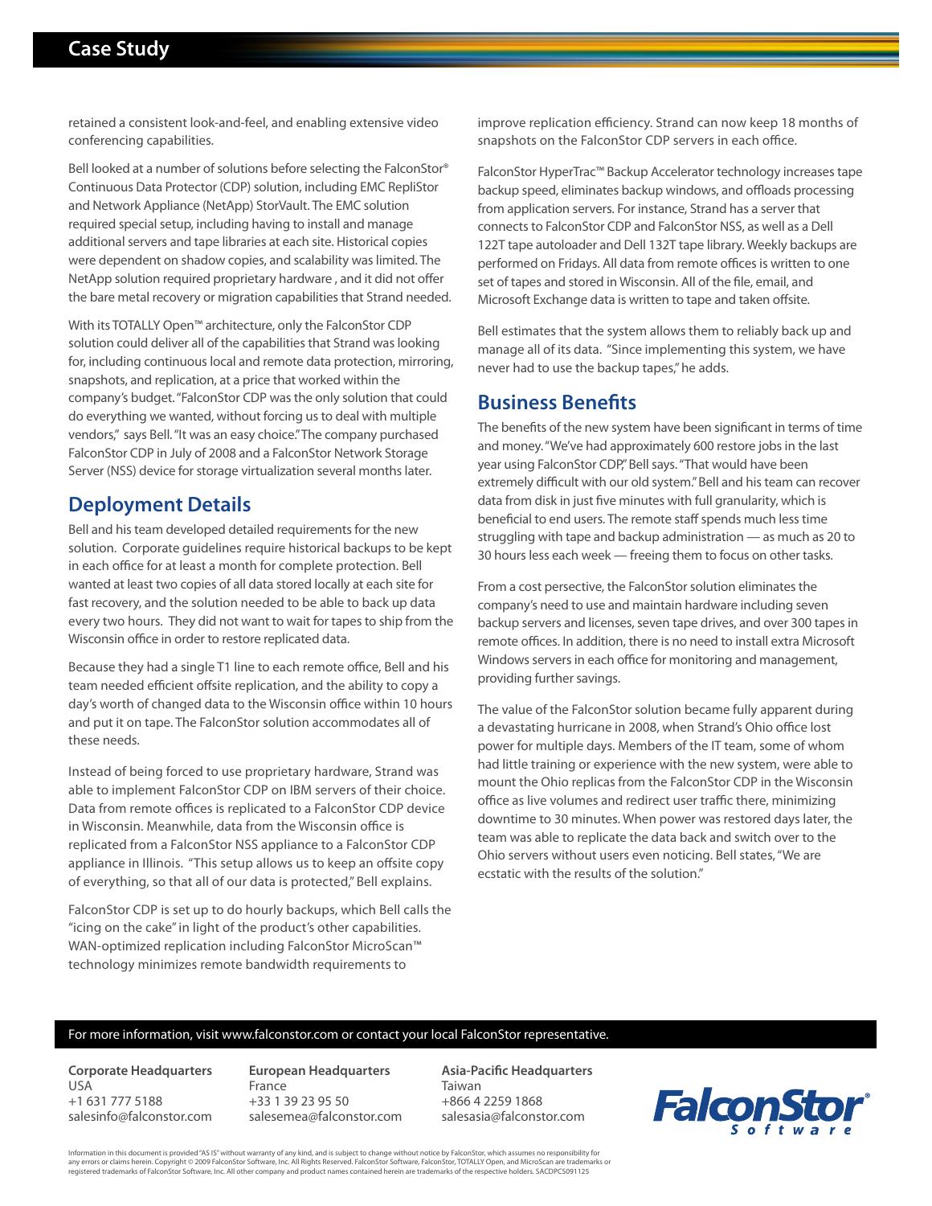retained a consistent look-and-feel, and enabling extensive video conferencing capabilities.

Bell looked at a number of solutions before selecting the FalconStor® Continuous Data Protector (CDP) solution, including EMC RepliStor and Network Appliance (NetApp) StorVault. The EMC solution required special setup, including having to install and manage additional servers and tape libraries at each site. Historical copies were dependent on shadow copies, and scalability was limited. The NetApp solution required proprietary hardware , and it did not offer the bare metal recovery or migration capabilities that Strand needed.

With its TOTALLY Open™ architecture, only the FalconStor CDP solution could deliver all of the capabilities that Strand was looking for, including continuous local and remote data protection, mirroring, snapshots, and replication, at a price that worked within the company's budget. "FalconStor CDP was the only solution that could do everything we wanted, without forcing us to deal with multiple vendors," says Bell. "It was an easy choice." The company purchased FalconStor CDP in July of 2008 and a FalconStor Network Storage Server (NSS) device for storage virtualization several months later.

## Deployment Details

Bell and his team developed detailed requirements for the new solution. Corporate guidelines require historical backups to be kept in each office for at least a month for complete protection. Bell wanted at least two copies of all data stored locally at each site for fast recovery, and the solution needed to be able to back up data every two hours. They did not want to wait for tapes to ship from the Wisconsin office in order to restore replicated data.

Because they had a single T1 line to each remote office, Bell and his team needed efficient offsite replication, and the ability to copy a day's worth of changed data to the Wisconsin office within 10 hours and put it on tape. The FalconStor solution accommodates all of these needs.

Instead of being forced to use proprietary hardware, Strand was able to implement FalconStor CDP on IBM servers of their choice. Data from remote offices is replicated to a FalconStor CDP device in Wisconsin. Meanwhile, data from the Wisconsin office is replicated from a FalconStor NSS appliance to a FalconStor CDP appliance in Illinois. "This setup allows us to keep an offsite copy of everything, so that all of our data is protected," Bell explains.

FalconStor CDP is set up to do hourly backups, which Bell calls the "icing on the cake" in light of the product's other capabilities. WAN-optimized replication including FalconStor MicroScan™ technology minimizes remote bandwidth requirements to improve replication efficiency. Strand can now keep 18 months of snapshots on the FalconStor CDP servers in each office.

FalconStor HyperTrac™ Backup Accelerator technology increases tape backup speed, eliminates backup windows, and offloads processing from application servers. For instance, Strand has a server that connects to FalconStor CDP and FalconStor NSS, as well as a Dell 122T tape autoloader and Dell 132T tape library. Weekly backups are performed on Fridays. All data from remote offices is written to one set of tapes and stored in Wisconsin. All of the file, email, and Microsoft Exchange data is written to tape and taken offsite.

Bell estimates that the system allows them to reliably back up and manage all of its data. "Since implementing this system, we have never had to use the backup tapes," he adds.

## Business Benefits

The benefits of the new system have been significant in terms of time and money. "We've had approximately 600 restore jobs in the last year using FalconStor CDP," Bell says. "That would have been extremely difficult with our old system." Bell and his team can recover data from disk in just five minutes with full granularity, which is beneficial to end users. The remote staff spends much less time struggling with tape and backup administration — as much as 20 to 30 hours less each week — freeing them to focus on other tasks.

From a cost persective, the FalconStor solution eliminates the company's need to use and maintain hardware including seven backup servers and licenses, seven tape drives, and over 300 tapes in remote offices. In addition, there is no need to install extra Microsoft Windows servers in each office for monitoring and management, providing further savings.

The value of the FalconStor solution became fully apparent during a devastating hurricane in 2008, when Strand's Ohio office lost power for multiple days. Members of the IT team, some of whom had little training or experience with the new system, were able to mount the Ohio replicas from the FalconStor CDP in the Wisconsin office as live volumes and redirect user traffic there, minimizing downtime to 30 minutes. When power was restored days later, the team was able to replicate the data back and switch over to the Ohio servers without users even noticing. Bell states, "We are ecstatic with the results of the solution."

For more information, visit www.falconstor.com or contact your local FalconStor representative.

**Corporate Headquarters**
USA
+1 631 777 5188
salesinfo@falconstor.com

**European Headquarters**
France
+33 1 39 23 95 50
salesemea@falconstor.com

**Asia-Pacific Headquarters**
Taiwan
+866 4 2259 1868
salesasia@falconstor.com

FalconStor® Software

Information in this document is provided "AS IS" without warranty of any kind, and is subject to change without notice by FalconStor, which assumes no responsibility for any errors or claims herein. Copyright © 2009 FalconStor Software, Inc. All Rights Reserved. FalconStor Software, FalconStor, TOTALLY Open, and MicroScan are trademarks or registered trademarks of FalconStor Software, Inc. All other company and product names contained herein are trademarks of the respective holders. SACDPCS091125